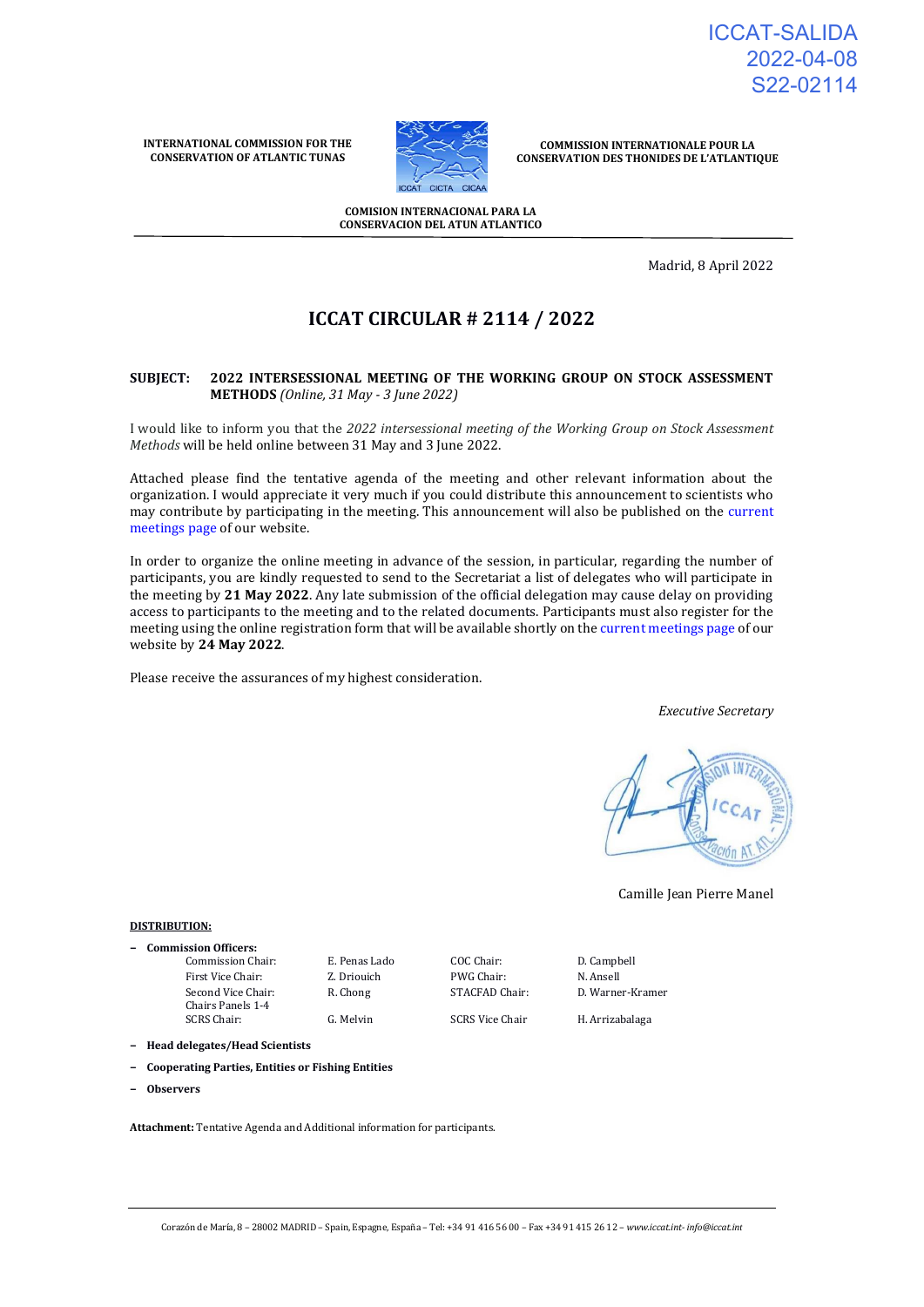ICCAT-SALIDA
2022-04-08
S22-02114

**INTERNATIONAL COMMISSION FOR THE CONSERVATION OF ATLANTIC TUNAS**

**COMMISSION INTERNATIONALE POUR LA CONSERVATION DES THONIDES DE L'ATLANTIQUE**

**COMISION INTERNACIONAL PARA LA CONSERVACION DEL ATUN ATLANTICO**

Madrid, 8 April 2022

# ICCAT CIRCULAR # 2114 / 2022

**SUBJECT: 2022 INTERSESSIONAL MEETING OF THE WORKING GROUP ON STOCK ASSESSMENT METHODS** *(Online, 31 May - 3 June 2022)*

I would like to inform you that the *2022 intersessional meeting of the Working Group on Stock Assessment Methods* will be held online between 31 May and 3 June 2022.

Attached please find the tentative agenda of the meeting and other relevant information about the organization. I would appreciate it very much if you could distribute this announcement to scientists who may contribute by participating in the meeting. This announcement will also be published on the current meetings page of our website.

In order to organize the online meeting in advance of the session, in particular, regarding the number of participants, you are kindly requested to send to the Secretariat a list of delegates who will participate in the meeting by **21 May 2022**. Any late submission of the official delegation may cause delay on providing access to participants to the meeting and to the related documents. Participants must also register for the meeting using the online registration form that will be available shortly on the current meetings page of our website by **24 May 2022**.

Please receive the assurances of my highest consideration.

*Executive Secretary*

Camille Jean Pierre Manel

**DISTRIBUTION:**

- **Commission Officers:**

| | | | |
|---|---|---|---|
| Commission Chair: | E. Penas Lado | COC Chair: | D. Campbell |
| First Vice Chair: | Z. Driouich | PWG Chair: | N. Ansell |
| Second Vice Chair: | R. Chong | STACFAD Chair: | D. Warner-Kramer |
| Chairs Panels 1-4 | | | |
| SCRS Chair: | G. Melvin | SCRS Vice Chair | H. Arrizabalaga |

- **Head delegates/Head Scientists**
- **Cooperating Parties, Entities or Fishing Entities**
- **Observers**

**Attachment:** Tentative Agenda and Additional information for participants.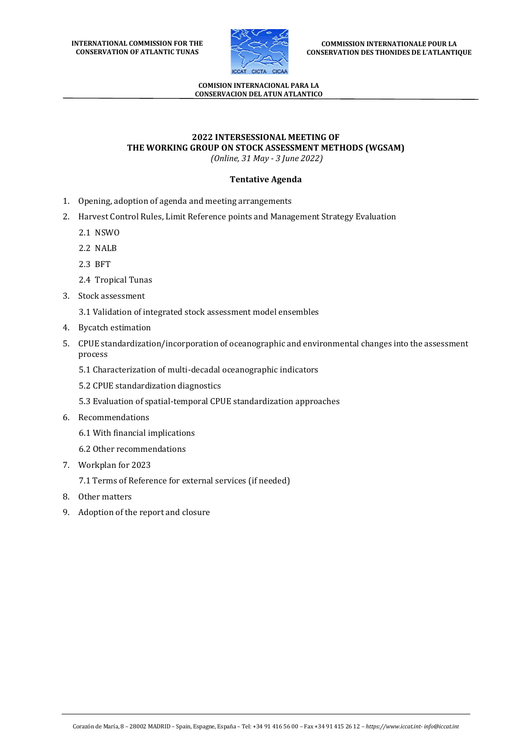**INTERNATIONAL COMMISSION FOR THE CONSERVATION OF ATLANTIC TUNAS**

**COMMISSION INTERNATIONALE POUR LA CONSERVATION DES THONIDES DE L'ATLANTIQUE**

**COMISION INTERNACIONAL PARA LA CONSERVACION DEL ATUN ATLANTICO**

## 2022 INTERSESSIONAL MEETING OF THE WORKING GROUP ON STOCK ASSESSMENT METHODS (WGSAM)

*(Online, 31 May - 3 June 2022)*

### Tentative Agenda

1. Opening, adoption of agenda and meeting arrangements
2. Harvest Control Rules, Limit Reference points and Management Strategy Evaluation
   - 2.1 NSWO
   - 2.2 NALB
   - 2.3 BFT
   - 2.4 Tropical Tunas
3. Stock assessment
   - 3.1 Validation of integrated stock assessment model ensembles
4. Bycatch estimation
5. CPUE standardization/incorporation of oceanographic and environmental changes into the assessment process
   - 5.1 Characterization of multi-decadal oceanographic indicators
   - 5.2 CPUE standardization diagnostics
   - 5.3 Evaluation of spatial-temporal CPUE standardization approaches
6. Recommendations
   - 6.1 With financial implications
   - 6.2 Other recommendations
7. Workplan for 2023
   - 7.1 Terms of Reference for external services (if needed)
8. Other matters
9. Adoption of the report and closure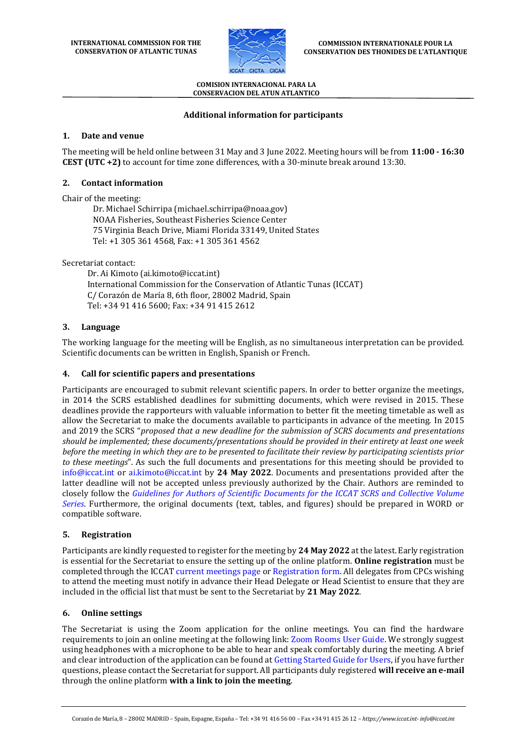INTERNATIONAL COMMISSION FOR THE CONSERVATION OF ATLANTIC TUNAS

COMMISSION INTERNATIONALE POUR LA CONSERVATION DES THONIDES DE L'ATLANTIQUE

COMISION INTERNACIONAL PARA LA CONSERVACION DEL ATUN ATLANTICO

## Additional information for participants

### 1. Date and venue

The meeting will be held online between 31 May and 3 June 2022. Meeting hours will be from **11:00 - 16:30 CEST (UTC +2)** to account for time zone differences, with a 30-minute break around 13:30.

### 2. Contact information

Chair of the meeting:

Dr. Michael Schirripa (michael.schirripa@noaa.gov)
NOAA Fisheries, Southeast Fisheries Science Center
75 Virginia Beach Drive, Miami Florida 33149, United States
Tel: +1 305 361 4568, Fax: +1 305 361 4562

Secretariat contact:

Dr. Ai Kimoto (ai.kimoto@iccat.int)
International Commission for the Conservation of Atlantic Tunas (ICCAT)
C/ Corazón de María 8, 6th floor, 28002 Madrid, Spain
Tel: +34 91 416 5600; Fax: +34 91 415 2612

### 3. Language

The working language for the meeting will be English, as no simultaneous interpretation can be provided. Scientific documents can be written in English, Spanish or French.

### 4. Call for scientific papers and presentations

Participants are encouraged to submit relevant scientific papers. In order to better organize the meetings, in 2014 the SCRS established deadlines for submitting documents, which were revised in 2015. These deadlines provide the rapporteurs with valuable information to better fit the meeting timetable as well as allow the Secretariat to make the documents available to participants in advance of the meeting. In 2015 and 2019 the SCRS "*proposed that a new deadline for the submission of SCRS documents and presentations should be implemented; these documents/presentations should be provided in their entirety at least one week before the meeting in which they are to be presented to facilitate their review by participating scientists prior to these meetings*". As such the full documents and presentations for this meeting should be provided to info@iccat.int or ai.kimoto@iccat.int by **24 May 2022**. Documents and presentations provided after the latter deadline will not be accepted unless previously authorized by the Chair. Authors are reminded to closely follow the *Guidelines for Authors of Scientific Documents for the ICCAT SCRS and Collective Volume Series*. Furthermore, the original documents (text, tables, and figures) should be prepared in WORD or compatible software.

### 5. Registration

Participants are kindly requested to register for the meeting by **24 May 2022** at the latest. Early registration is essential for the Secretariat to ensure the setting up of the online platform. **Online registration** must be completed through the ICCAT current meetings page or Registration form. All delegates from CPCs wishing to attend the meeting must notify in advance their Head Delegate or Head Scientist to ensure that they are included in the official list that must be sent to the Secretariat by **21 May 2022**.

### 6. Online settings

The Secretariat is using the Zoom application for the online meetings. You can find the hardware requirements to join an online meeting at the following link: Zoom Rooms User Guide. We strongly suggest using headphones with a microphone to be able to hear and speak comfortably during the meeting. A brief and clear introduction of the application can be found at Getting Started Guide for Users, if you have further questions, please contact the Secretariat for support. All participants duly registered **will receive an e-mail** through the online platform **with a link to join the meeting**.